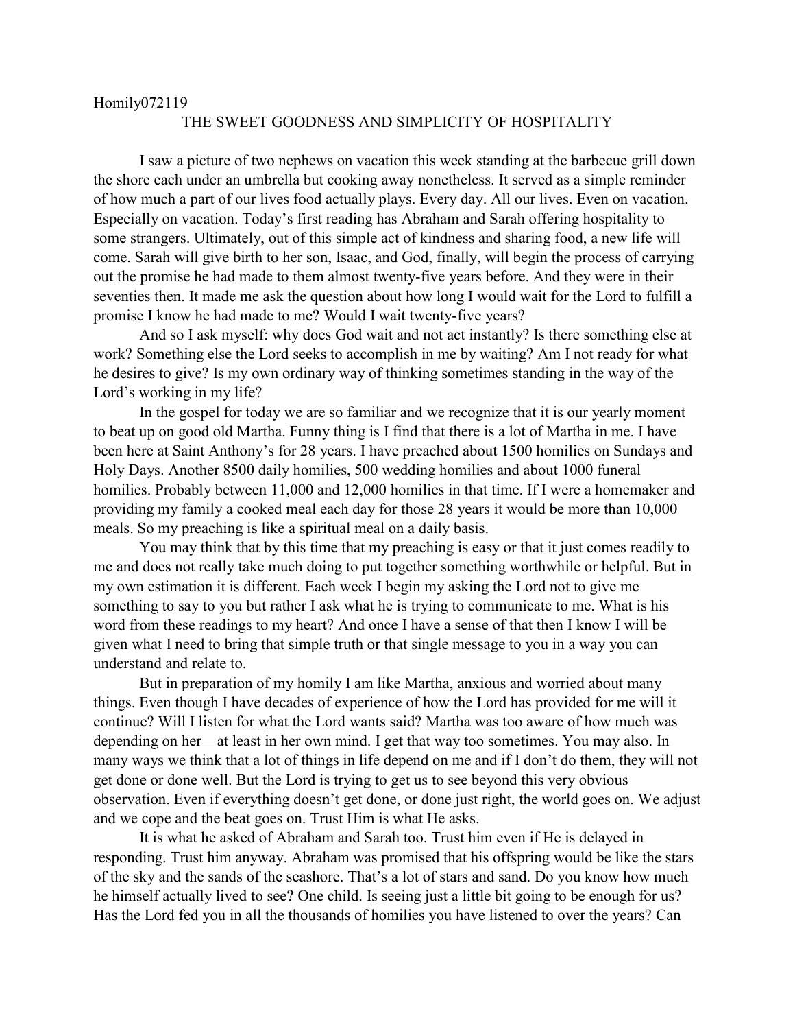Homily072119

## THE SWEET GOODNESS AND SIMPLICITY OF HOSPITALITY

I saw a picture of two nephews on vacation this week standing at the barbecue grill down the shore each under an umbrella but cooking away nonetheless. It served as a simple reminder of how much a part of our lives food actually plays. Every day. All our lives. Even on vacation. Especially on vacation. Today's first reading has Abraham and Sarah offering hospitality to some strangers. Ultimately, out of this simple act of kindness and sharing food, a new life will come. Sarah will give birth to her son, Isaac, and God, finally, will begin the process of carrying out the promise he had made to them almost twenty-five years before. And they were in their seventies then. It made me ask the question about how long I would wait for the Lord to fulfill a promise I know he had made to me? Would I wait twenty-five years?

And so I ask myself: why does God wait and not act instantly? Is there something else at work? Something else the Lord seeks to accomplish in me by waiting? Am I not ready for what he desires to give? Is my own ordinary way of thinking sometimes standing in the way of the Lord's working in my life?

In the gospel for today we are so familiar and we recognize that it is our yearly moment to beat up on good old Martha. Funny thing is I find that there is a lot of Martha in me. I have been here at Saint Anthony's for 28 years. I have preached about 1500 homilies on Sundays and Holy Days. Another 8500 daily homilies, 500 wedding homilies and about 1000 funeral homilies. Probably between 11,000 and 12,000 homilies in that time. If I were a homemaker and providing my family a cooked meal each day for those 28 years it would be more than 10,000 meals. So my preaching is like a spiritual meal on a daily basis.

You may think that by this time that my preaching is easy or that it just comes readily to me and does not really take much doing to put together something worthwhile or helpful. But in my own estimation it is different. Each week I begin my asking the Lord not to give me something to say to you but rather I ask what he is trying to communicate to me. What is his word from these readings to my heart? And once I have a sense of that then I know I will be given what I need to bring that simple truth or that single message to you in a way you can understand and relate to.

But in preparation of my homily I am like Martha, anxious and worried about many things. Even though I have decades of experience of how the Lord has provided for me will it continue? Will I listen for what the Lord wants said? Martha was too aware of how much was depending on her—at least in her own mind. I get that way too sometimes. You may also. In many ways we think that a lot of things in life depend on me and if I don't do them, they will not get done or done well. But the Lord is trying to get us to see beyond this very obvious observation. Even if everything doesn't get done, or done just right, the world goes on. We adjust and we cope and the beat goes on. Trust Him is what He asks.

It is what he asked of Abraham and Sarah too. Trust him even if He is delayed in responding. Trust him anyway. Abraham was promised that his offspring would be like the stars of the sky and the sands of the seashore. That's a lot of stars and sand. Do you know how much he himself actually lived to see? One child. Is seeing just a little bit going to be enough for us? Has the Lord fed you in all the thousands of homilies you have listened to over the years? Can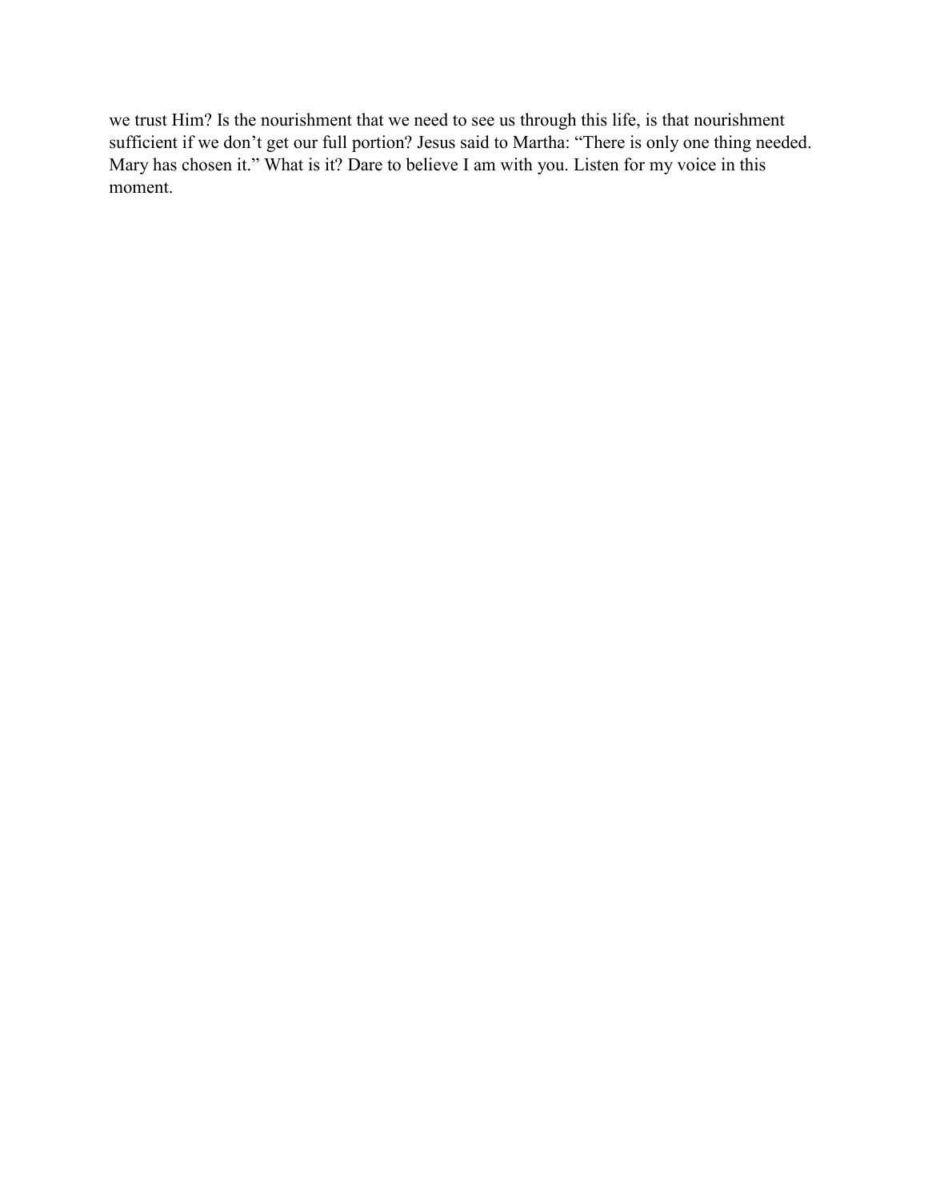we trust Him? Is the nourishment that we need to see us through this life, is that nourishment sufficient if we don't get our full portion? Jesus said to Martha: "There is only one thing needed. Mary has chosen it." What is it? Dare to believe I am with you. Listen for my voice in this moment.